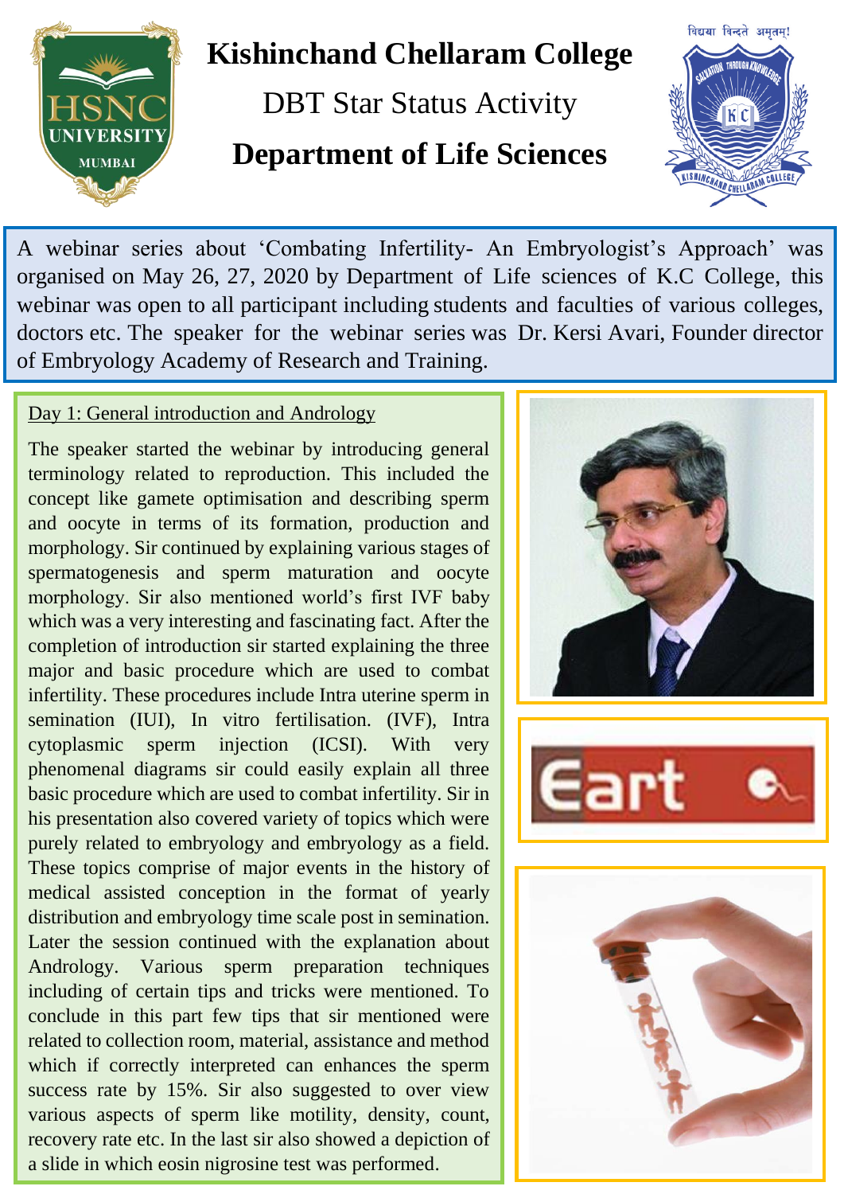# Kishinchand Chellaram College

DBT Star Status Activity

## Department of Life Sciences

A webinar series about 'Combating Infertility- An Embryologist's Approach' was organised on May 26, 27, 2020 by Department of Life sciences of K.C College, this webinar was open to all participant including students and faculties of various colleges, doctors etc. The speaker for the webinar series was Dr. Kersi Avari, Founder director of Embryology Academy of Research and Training.

### Day 1: General introduction and Andrology

The speaker started the webinar by introducing general terminology related to reproduction. This included the concept like gamete optimisation and describing sperm and oocyte in terms of its formation, production and morphology. Sir continued by explaining various stages of spermatogenesis and sperm maturation and oocyte morphology. Sir also mentioned world's first IVF baby which was a very interesting and fascinating fact. After the completion of introduction sir started explaining the three major and basic procedure which are used to combat infertility. These procedures include Intra uterine sperm in semination (IUI), In vitro fertilisation. (IVF), Intra cytoplasmic sperm injection (ICSI). With very phenomenal diagrams sir could easily explain all three basic procedure which are used to combat infertility. Sir in his presentation also covered variety of topics which were purely related to embryology and embryology as a field. These topics comprise of major events in the history of medical assisted conception in the format of yearly distribution and embryology time scale post in semination. Later the session continued with the explanation about Andrology. Various sperm preparation techniques including of certain tips and tricks were mentioned. To conclude in this part few tips that sir mentioned were related to collection room, material, assistance and method which if correctly interpreted can enhances the sperm success rate by 15%. Sir also suggested to over view various aspects of sperm like motility, density, count, recovery rate etc. In the last sir also showed a depiction of a slide in which eosin nigrosine test was performed.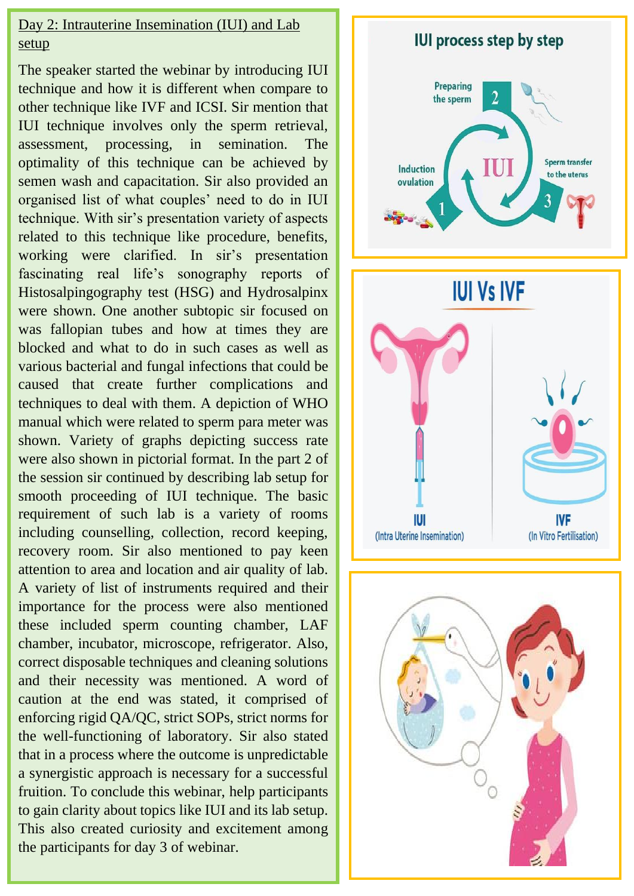## Day 2: Intrauterine Insemination (IUI) and Lab setup

The speaker started the webinar by introducing IUI technique and how it is different when compare to other technique like IVF and ICSI. Sir mention that IUI technique involves only the sperm retrieval, assessment, processing, in semination. The optimality of this technique can be achieved by semen wash and capacitation. Sir also provided an organised list of what couples' need to do in IUI technique. With sir's presentation variety of aspects related to this technique like procedure, benefits, working were clarified. In sir's presentation fascinating real life's sonography reports of Histosalpingography test (HSG) and Hydrosalpinx were shown. One another subtopic sir focused on was fallopian tubes and how at times they are blocked and what to do in such cases as well as various bacterial and fungal infections that could be caused that create further complications and techniques to deal with them. A depiction of WHO manual which were related to sperm para meter was shown. Variety of graphs depicting success rate were also shown in pictorial format. In the part 2 of the session sir continued by describing lab setup for smooth proceeding of IUI technique. The basic requirement of such lab is a variety of rooms including counselling, collection, record keeping, recovery room. Sir also mentioned to pay keen attention to area and location and air quality of lab. A variety of list of instruments required and their importance for the process were also mentioned these included sperm counting chamber, LAF chamber, incubator, microscope, refrigerator. Also, correct disposable techniques and cleaning solutions and their necessity was mentioned. A word of caution at the end was stated, it comprised of enforcing rigid QA/QC, strict SOPs, strict norms for the well-functioning of laboratory. Sir also stated that in a process where the outcome is unpredictable a synergistic approach is necessary for a successful fruition. To conclude this webinar, help participants to gain clarity about topics like IUI and its lab setup. This also created curiosity and excitement among the participants for day 3 of webinar.

**IUI process step by step**

1. Induction ovulation
2. Preparing the sperm
3. Sperm transfer to the uterus

**IUI Vs IVF**

IUI (Intra Uterine Insemination)

IVF (In Vitro Fertilisation)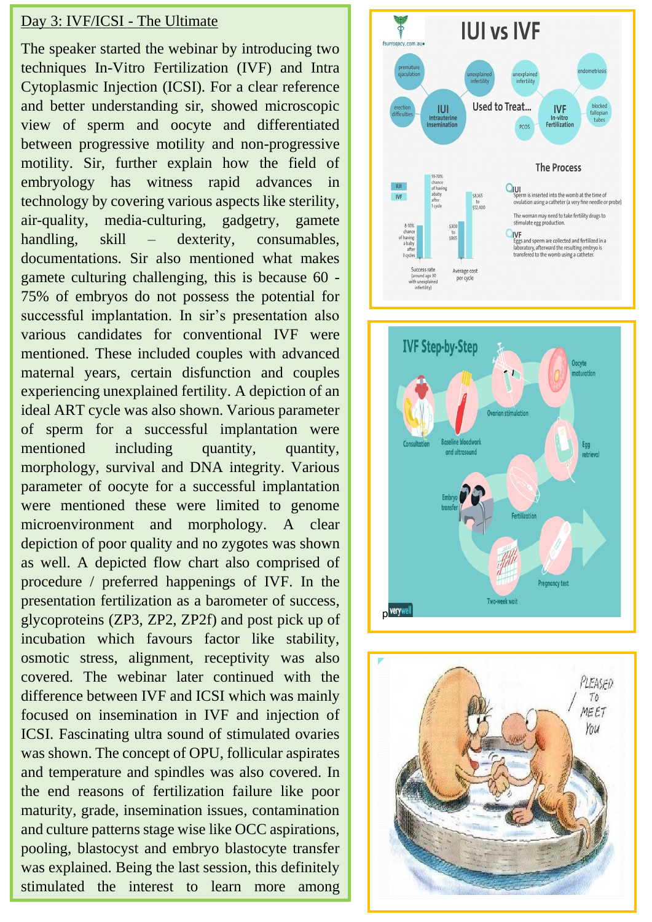Day 3: IVF/ICSI - The Ultimate

The speaker started the webinar by introducing two techniques In-Vitro Fertilization (IVF) and Intra Cytoplasmic Injection (ICSI). For a clear reference and better understanding sir, showed microscopic view of sperm and oocyte and differentiated between progressive motility and non-progressive motility. Sir, further explain how the field of embryology has witness rapid advances in technology by covering various aspects like sterility, air-quality, media-culturing, gadgetry, gamete handling, skill – dexterity, consumables, documentations. Sir also mentioned what makes gamete culturing challenging, this is because 60 - 75% of embryos do not possess the potential for successful implantation. In sir's presentation also various candidates for conventional IVF were mentioned. These included couples with advanced maternal years, certain disfunction and couples experiencing unexplained fertility. A depiction of an ideal ART cycle was also shown. Various parameter of sperm for a successful implantation were mentioned including quantity, quantity, morphology, survival and DNA integrity. Various parameter of oocyte for a successful implantation were mentioned these were limited to genome microenvironment and morphology. A clear depiction of poor quality and no zygotes was shown as well. A depicted flow chart also comprised of procedure / preferred happenings of IVF. In the presentation fertilization as a barometer of success, glycoproteins (ZP3, ZP2, ZP2f) and post pick up of incubation which favours factor like stability, osmotic stress, alignment, receptivity was also covered. The webinar later continued with the difference between IVF and ICSI which was mainly focused on insemination in IVF and injection of ICSI. Fascinating ultra sound of stimulated ovaries was shown. The concept of OPU, follicular aspirates and temperature and spindles was also covered. In the end reasons of fertilization failure like poor maturity, grade, insemination issues, contamination and culture patterns stage wise like OCC aspirations, pooling, blastocyst and embryo blastocyte transfer was explained. Being the last session, this definitely stimulated the interest to learn more among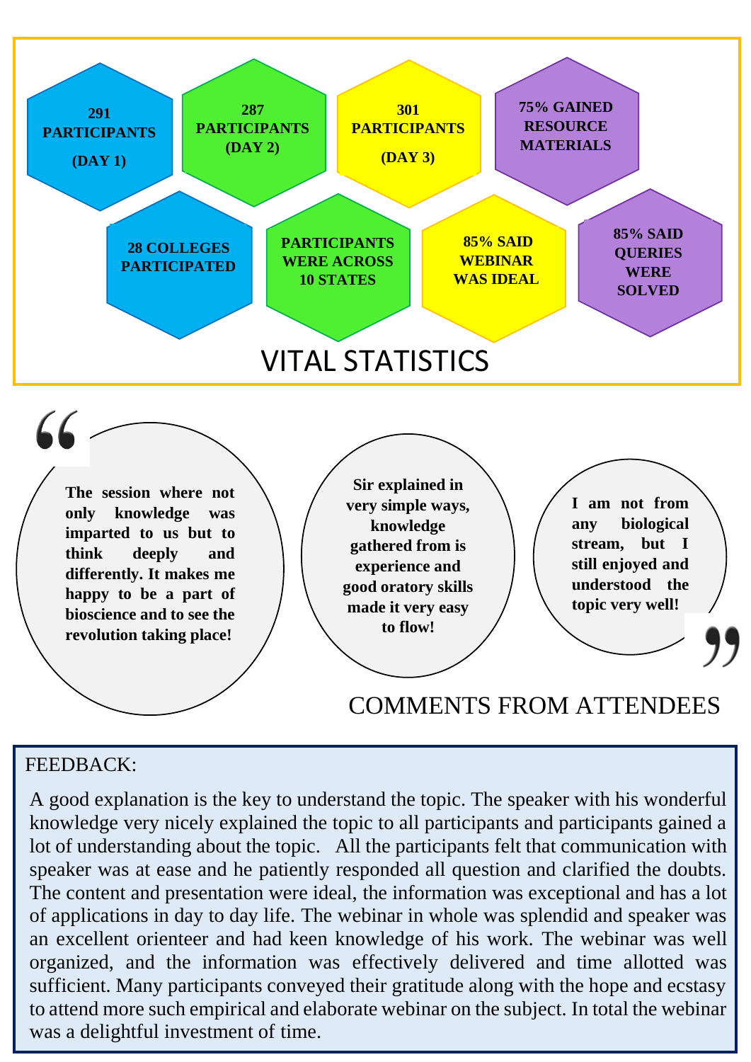**291 PARTICIPANTS (DAY 1)**

**287 PARTICIPANTS (DAY 2)**

**301 PARTICIPANTS (DAY 3)**

**75% GAINED RESOURCE MATERIALS**

**28 COLLEGES PARTICIPATED**

**PARTICIPANTS WERE ACROSS 10 STATES**

**85% SAID WEBINAR WAS IDEAL**

**85% SAID QUERIES WERE SOLVED**

## VITAL STATISTICS

> **The session where not only knowledge was imparted to us but to think deeply and differently. It makes me happy to be a part of bioscience and to see the revolution taking place!**

> **Sir explained in very simple ways, knowledge gathered from is experience and good oratory skills made it very easy to flow!**

> **I am not from any biological stream, but I still enjoyed and understood the topic very well!**

## COMMENTS FROM ATTENDEES

## FEEDBACK:

A good explanation is the key to understand the topic. The speaker with his wonderful knowledge very nicely explained the topic to all participants and participants gained a lot of understanding about the topic. All the participants felt that communication with speaker was at ease and he patiently responded all question and clarified the doubts. The content and presentation were ideal, the information was exceptional and has a lot of applications in day to day life. The webinar in whole was splendid and speaker was an excellent orienteer and had keen knowledge of his work. The webinar was well organized, and the information was effectively delivered and time allotted was sufficient. Many participants conveyed their gratitude along with the hope and ecstasy to attend more such empirical and elaborate webinar on the subject. In total the webinar was a delightful investment of time.